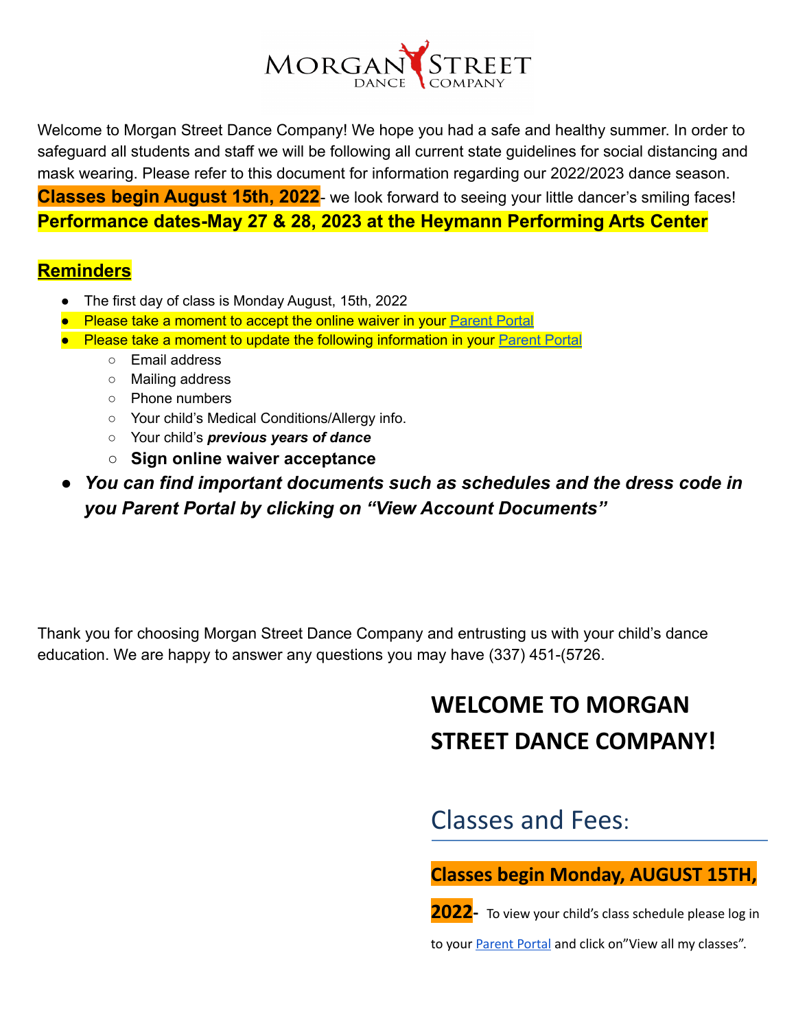# MORGAN STREET DANCE COMPANY

Welcome to Morgan Street Dance Company! We hope you had a safe and healthy summer. In order to safeguard all students and staff we will be following all current state guidelines for social distancing and mask wearing. Please refer to this document for information regarding our 2022/2023 dance season.

**Classes begin August 15th, 2022**- we look forward to seeing your little dancer's smiling faces!

**Performance dates-May 27 & 28, 2023 at the Heymann Performing Arts Center**

## Reminders

- The first day of class is Monday August, 15th, 2022
- Please take a moment to accept the online waiver in your Parent Portal
- Please take a moment to update the following information in your Parent Portal
  - Email address
  - Mailing address
  - Phone numbers
  - Your child's Medical Conditions/Allergy info.
  - Your child's ***previous years of dance***
  - **Sign online waiver acceptance**
- ***You can find important documents such as schedules and the dress code in you Parent Portal by clicking on "View Account Documents"***

Thank you for choosing Morgan Street Dance Company and entrusting us with your child's dance education. We are happy to answer any questions you may have (337) 451-(5726.

# WELCOME TO MORGAN STREET DANCE COMPANY!

## Classes and Fees:

**Classes begin Monday, AUGUST 15TH, 2022**- To view your child's class schedule please log in to your Parent Portal and click on"View all my classes".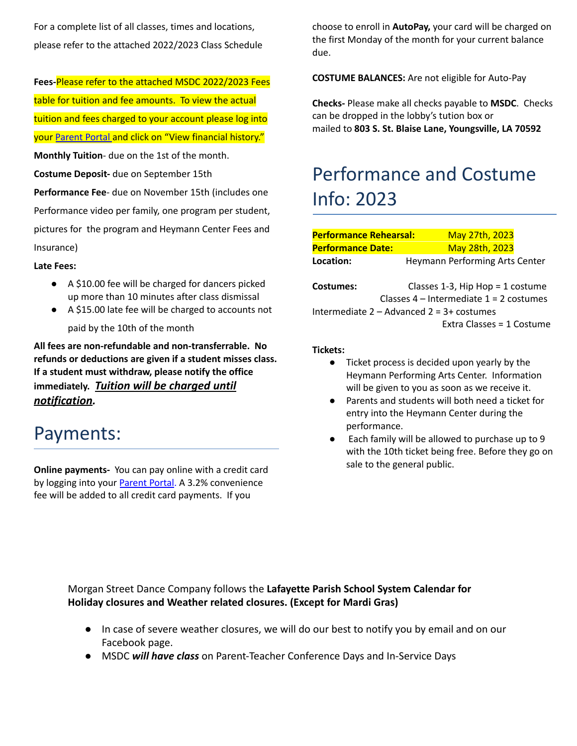For a complete list of all classes, times and locations, please refer to the attached 2022/2023 Class Schedule

**Fees-**Please refer to the attached MSDC 2022/2023 Fees table for tuition and fee amounts. To view the actual tuition and fees charged to your account please log into your Parent Portal and click on "View financial history."

**Monthly Tuition**- due on the 1st of the month.

**Costume Deposit-** due on September 15th

**Performance Fee**- due on November 15th (includes one Performance video per family, one program per student, pictures for the program and Heymann Center Fees and Insurance)

**Late Fees:**

- A $10.00 fee will be charged for dancers picked up more than 10 minutes after class dismissal
- A $15.00 late fee will be charged to accounts not paid by the 10th of the month

**All fees are non-refundable and non-transferrable. No refunds or deductions are given if a student misses class. If a student must withdraw, please notify the office immediately. *Tuition will be charged until notification*.**

# Payments:

**Online payments-** You can pay online with a credit card by logging into your Parent Portal. A 3.2% convenience fee will be added to all credit card payments. If you choose to enroll in **AutoPay,** your card will be charged on the first Monday of the month for your current balance due.

**COSTUME BALANCES:** Are not eligible for Auto-Pay

**Checks-** Please make all checks payable to **MSDC**. Checks can be dropped in the lobby's tution box or mailed to **803 S. St. Blaise Lane, Youngsville, LA 70592**

# Performance and Costume Info: 2023

**Performance Rehearsal:** May 27th, 2023
**Performance Date:** May 28th, 2023
**Location:** Heymann Performing Arts Center

**Costumes:**
Classes 1-3, Hip Hop = 1 costume
Classes 4 – Intermediate 1 = 2 costumes
Intermediate 2 – Advanced 2 = 3+ costumes
Extra Classes = 1 Costume

**Tickets:**

- Ticket process is decided upon yearly by the Heymann Performing Arts Center. Information will be given to you as soon as we receive it.
- Parents and students will both need a ticket for entry into the Heymann Center during the performance.
- Each family will be allowed to purchase up to 9 with the 10th ticket being free. Before they go on sale to the general public.

Morgan Street Dance Company follows the **Lafayette Parish School System Calendar for Holiday closures and Weather related closures. (Except for Mardi Gras)**

- In case of severe weather closures, we will do our best to notify you by email and on our Facebook page.
- MSDC ***will have class*** on Parent-Teacher Conference Days and In-Service Days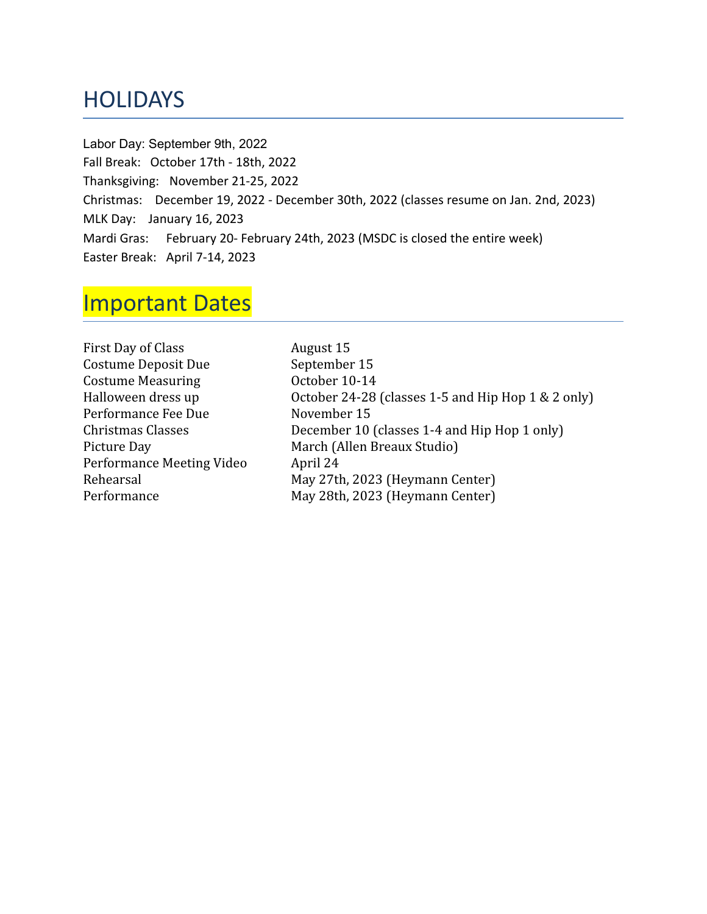# HOLIDAYS

Labor Day: September 9th, 2022
Fall Break: October 17th - 18th, 2022
Thanksgiving: November 21-25, 2022
Christmas: December 19, 2022 - December 30th, 2022 (classes resume on Jan. 2nd, 2023)
MLK Day: January 16, 2023
Mardi Gras: February 20- February 24th, 2023 (MSDC is closed the entire week)
Easter Break: April 7-14, 2023

# Important Dates

| | |
|---|---|
| First Day of Class | August 15 |
| Costume Deposit Due | September 15 |
| Costume Measuring | October 10-14 |
| Halloween dress up | October 24-28 (classes 1-5 and Hip Hop 1 & 2 only) |
| Performance Fee Due | November 15 |
| Christmas Classes | December 10 (classes 1-4 and Hip Hop 1 only) |
| Picture Day | March (Allen Breaux Studio) |
| Performance Meeting Video | April 24 |
| Rehearsal | May 27th, 2023 (Heymann Center) |
| Performance | May 28th, 2023 (Heymann Center) |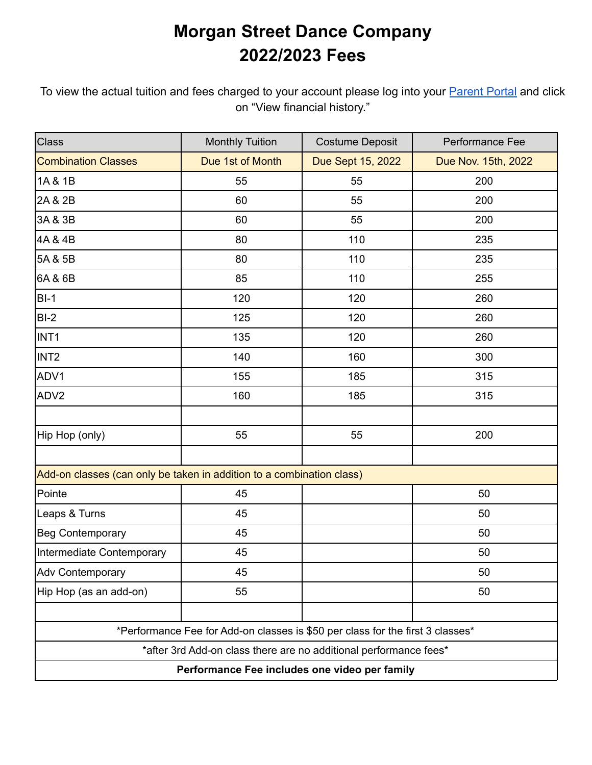# Morgan Street Dance Company
# 2022/2023 Fees

To view the actual tuition and fees charged to your account please log into your [Parent Portal] and click on "View financial history."

| Class | Monthly Tuition | Costume Deposit | Performance Fee |
|---|---|---|---|
| Combination Classes | Due 1st of Month | Due Sept 15, 2022 | Due Nov. 15th, 2022 |
| 1A & 1B | 55 | 55 | 200 |
| 2A & 2B | 60 | 55 | 200 |
| 3A & 3B | 60 | 55 | 200 |
| 4A & 4B | 80 | 110 | 235 |
| 5A & 5B | 80 | 110 | 235 |
| 6A & 6B | 85 | 110 | 255 |
| BI-1 | 120 | 120 | 260 |
| BI-2 | 125 | 120 | 260 |
| INT1 | 135 | 120 | 260 |
| INT2 | 140 | 160 | 300 |
| ADV1 | 155 | 185 | 315 |
| ADV2 | 160 | 185 | 315 |
| | | | |
| Hip Hop (only) | 55 | 55 | 200 |
| | | | |
| Add-on classes (can only be taken in addition to a combination class) | | | |
| Pointe | 45 | | 50 |
| Leaps & Turns | 45 | | 50 |
| Beg Contemporary | 45 | | 50 |
| Intermediate Contemporary | 45 | | 50 |
| Adv Contemporary | 45 | | 50 |
| Hip Hop (as an add-on) | 55 | | 50 |
| | | | |
| *Performance Fee for Add-on classes is $50 per class for the first 3 classes* | | | |
| *after 3rd Add-on class there are no additional performance fees* | | | |
| **Performance Fee includes one video per family** | | | |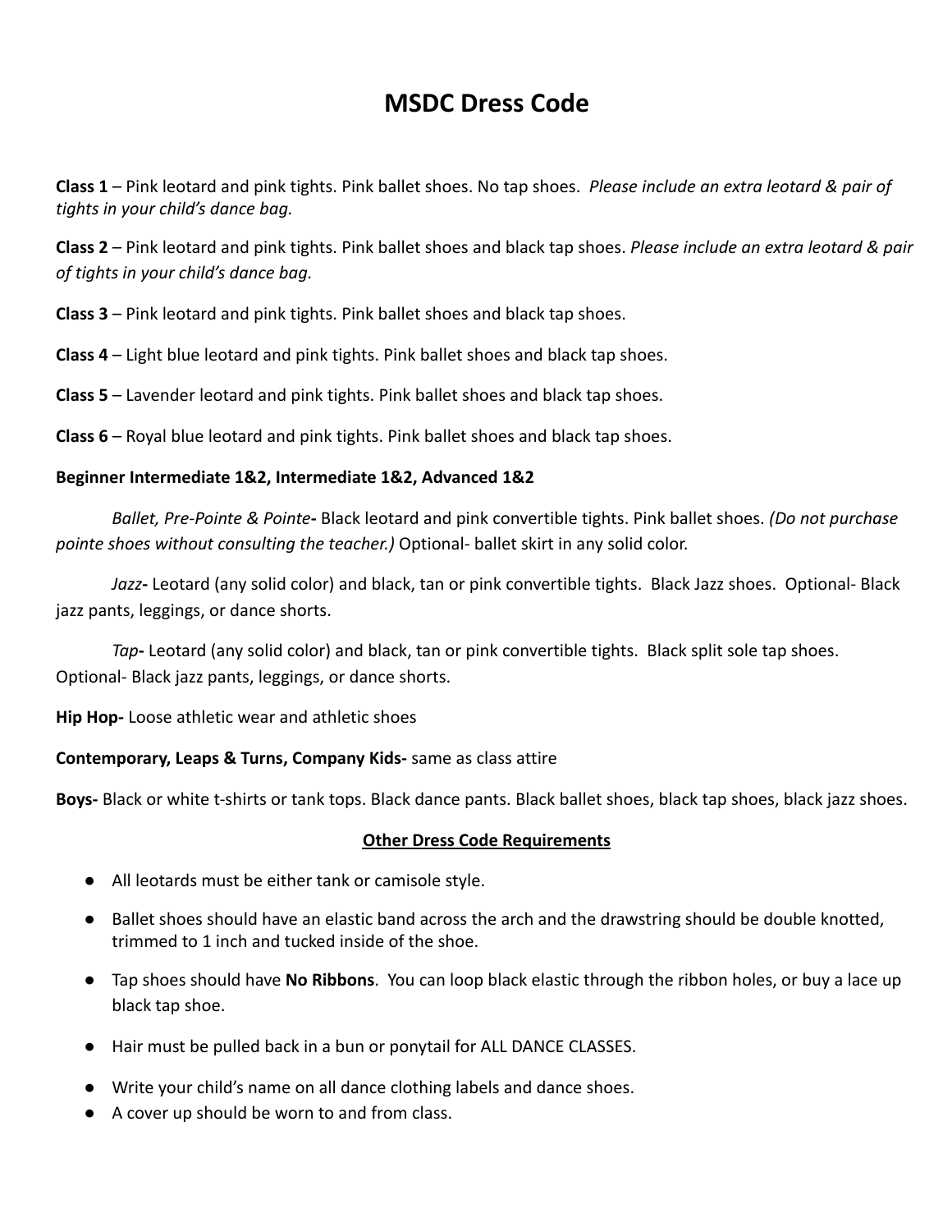# MSDC Dress Code

**Class 1** – Pink leotard and pink tights. Pink ballet shoes. No tap shoes. *Please include an extra leotard & pair of tights in your child's dance bag.*

**Class 2** – Pink leotard and pink tights. Pink ballet shoes and black tap shoes. *Please include an extra leotard & pair of tights in your child's dance bag.*

**Class 3** – Pink leotard and pink tights. Pink ballet shoes and black tap shoes.

**Class 4** – Light blue leotard and pink tights. Pink ballet shoes and black tap shoes.

**Class 5** – Lavender leotard and pink tights. Pink ballet shoes and black tap shoes.

**Class 6** – Royal blue leotard and pink tights. Pink ballet shoes and black tap shoes.

**Beginner Intermediate 1&2, Intermediate 1&2, Advanced 1&2**

*Ballet, Pre-Pointe & Pointe***-** Black leotard and pink convertible tights. Pink ballet shoes. *(Do not purchase pointe shoes without consulting the teacher.)* Optional- ballet skirt in any solid color.

*Jazz***-** Leotard (any solid color) and black, tan or pink convertible tights. Black Jazz shoes. Optional- Black jazz pants, leggings, or dance shorts.

*Tap***-** Leotard (any solid color) and black, tan or pink convertible tights. Black split sole tap shoes. Optional- Black jazz pants, leggings, or dance shorts.

**Hip Hop-** Loose athletic wear and athletic shoes

**Contemporary, Leaps & Turns, Company Kids-** same as class attire

**Boys-** Black or white t-shirts or tank tops. Black dance pants. Black ballet shoes, black tap shoes, black jazz shoes.

**<u>Other Dress Code Requirements</u>**

- All leotards must be either tank or camisole style.
- Ballet shoes should have an elastic band across the arch and the drawstring should be double knotted, trimmed to 1 inch and tucked inside of the shoe.
- Tap shoes should have **No Ribbons**. You can loop black elastic through the ribbon holes, or buy a lace up black tap shoe.
- Hair must be pulled back in a bun or ponytail for ALL DANCE CLASSES.
- Write your child's name on all dance clothing labels and dance shoes.
- A cover up should be worn to and from class.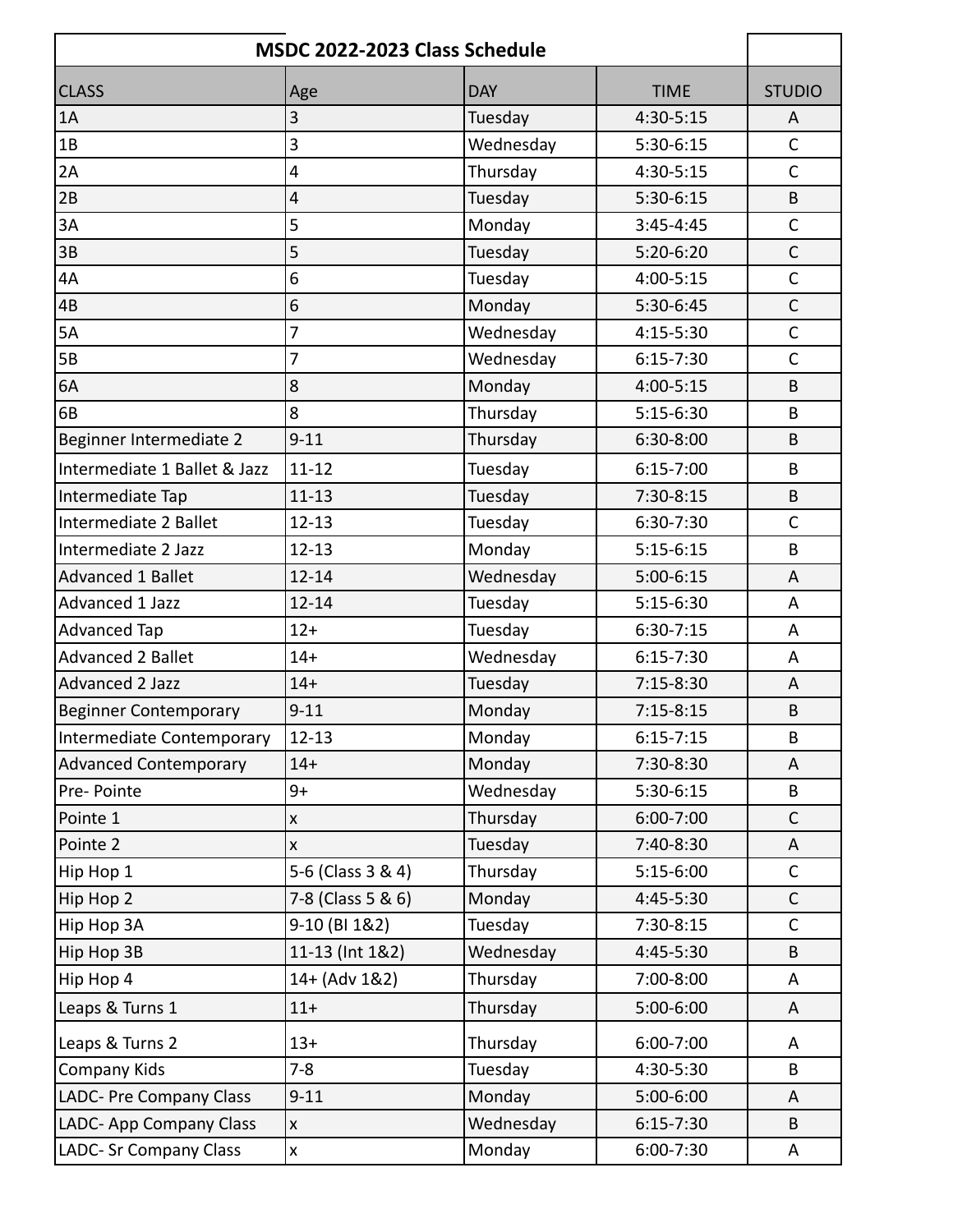| MSDC 2022-2023 Class Schedule | | | | |
|---|---|---|---|---|
| CLASS | Age | DAY | TIME | STUDIO |
| 1A | 3 | Tuesday | 4:30-5:15 | A |
| 1B | 3 | Wednesday | 5:30-6:15 | C |
| 2A | 4 | Thursday | 4:30-5:15 | C |
| 2B | 4 | Tuesday | 5:30-6:15 | B |
| 3A | 5 | Monday | 3:45-4:45 | C |
| 3B | 5 | Tuesday | 5:20-6:20 | C |
| 4A | 6 | Tuesday | 4:00-5:15 | C |
| 4B | 6 | Monday | 5:30-6:45 | C |
| 5A | 7 | Wednesday | 4:15-5:30 | C |
| 5B | 7 | Wednesday | 6:15-7:30 | C |
| 6A | 8 | Monday | 4:00-5:15 | B |
| 6B | 8 | Thursday | 5:15-6:30 | B |
| Beginner Intermediate 2 | 9-11 | Thursday | 6:30-8:00 | B |
| Intermediate 1 Ballet & Jazz | 11-12 | Tuesday | 6:15-7:00 | B |
| Intermediate Tap | 11-13 | Tuesday | 7:30-8:15 | B |
| Intermediate 2 Ballet | 12-13 | Tuesday | 6:30-7:30 | C |
| Intermediate 2 Jazz | 12-13 | Monday | 5:15-6:15 | B |
| Advanced 1 Ballet | 12-14 | Wednesday | 5:00-6:15 | A |
| Advanced 1 Jazz | 12-14 | Tuesday | 5:15-6:30 | A |
| Advanced Tap | 12+ | Tuesday | 6:30-7:15 | A |
| Advanced 2 Ballet | 14+ | Wednesday | 6:15-7:30 | A |
| Advanced 2 Jazz | 14+ | Tuesday | 7:15-8:30 | A |
| Beginner Contemporary | 9-11 | Monday | 7:15-8:15 | B |
| Intermediate Contemporary | 12-13 | Monday | 6:15-7:15 | B |
| Advanced Contemporary | 14+ | Monday | 7:30-8:30 | A |
| Pre- Pointe | 9+ | Wednesday | 5:30-6:15 | B |
| Pointe 1 | x | Thursday | 6:00-7:00 | C |
| Pointe 2 | x | Tuesday | 7:40-8:30 | A |
| Hip Hop 1 | 5-6 (Class 3 & 4) | Thursday | 5:15-6:00 | C |
| Hip Hop 2 | 7-8 (Class 5 & 6) | Monday | 4:45-5:30 | C |
| Hip Hop 3A | 9-10 (BI 1&2) | Tuesday | 7:30-8:15 | C |
| Hip Hop 3B | 11-13 (Int 1&2) | Wednesday | 4:45-5:30 | B |
| Hip Hop 4 | 14+ (Adv 1&2) | Thursday | 7:00-8:00 | A |
| Leaps & Turns 1 | 11+ | Thursday | 5:00-6:00 | A |
| Leaps & Turns 2 | 13+ | Thursday | 6:00-7:00 | A |
| Company Kids | 7-8 | Tuesday | 4:30-5:30 | B |
| LADC- Pre Company Class | 9-11 | Monday | 5:00-6:00 | A |
| LADC- App Company Class | x | Wednesday | 6:15-7:30 | B |
| LADC- Sr Company Class | x | Monday | 6:00-7:30 | A |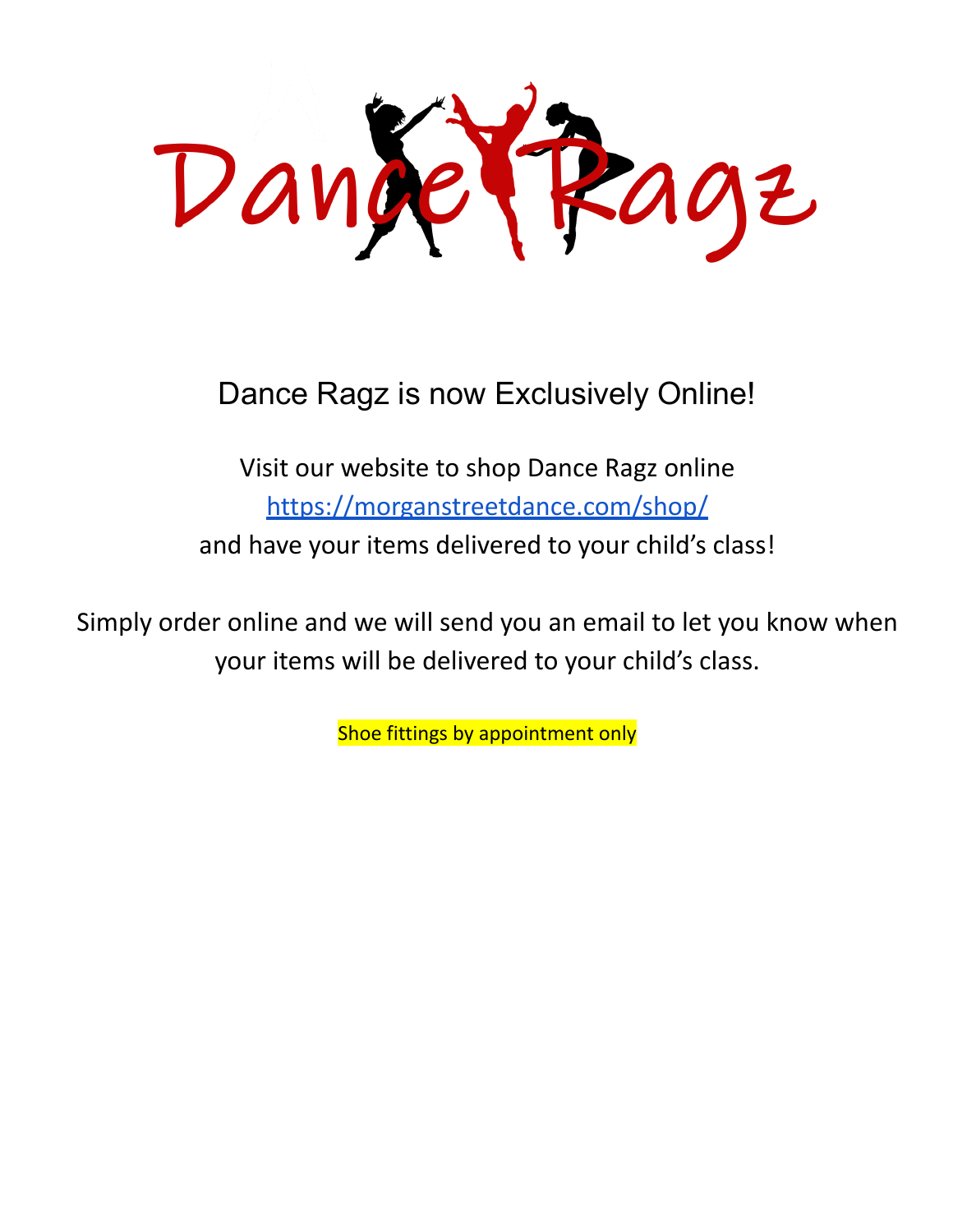# Dance Ragz

Dance Ragz is now Exclusively Online!

Visit our website to shop Dance Ragz online
https://morganstreetdance.com/shop/
and have your items delivered to your child's class!

Simply order online and we will send you an email to let you know when your items will be delivered to your child's class.

Shoe fittings by appointment only